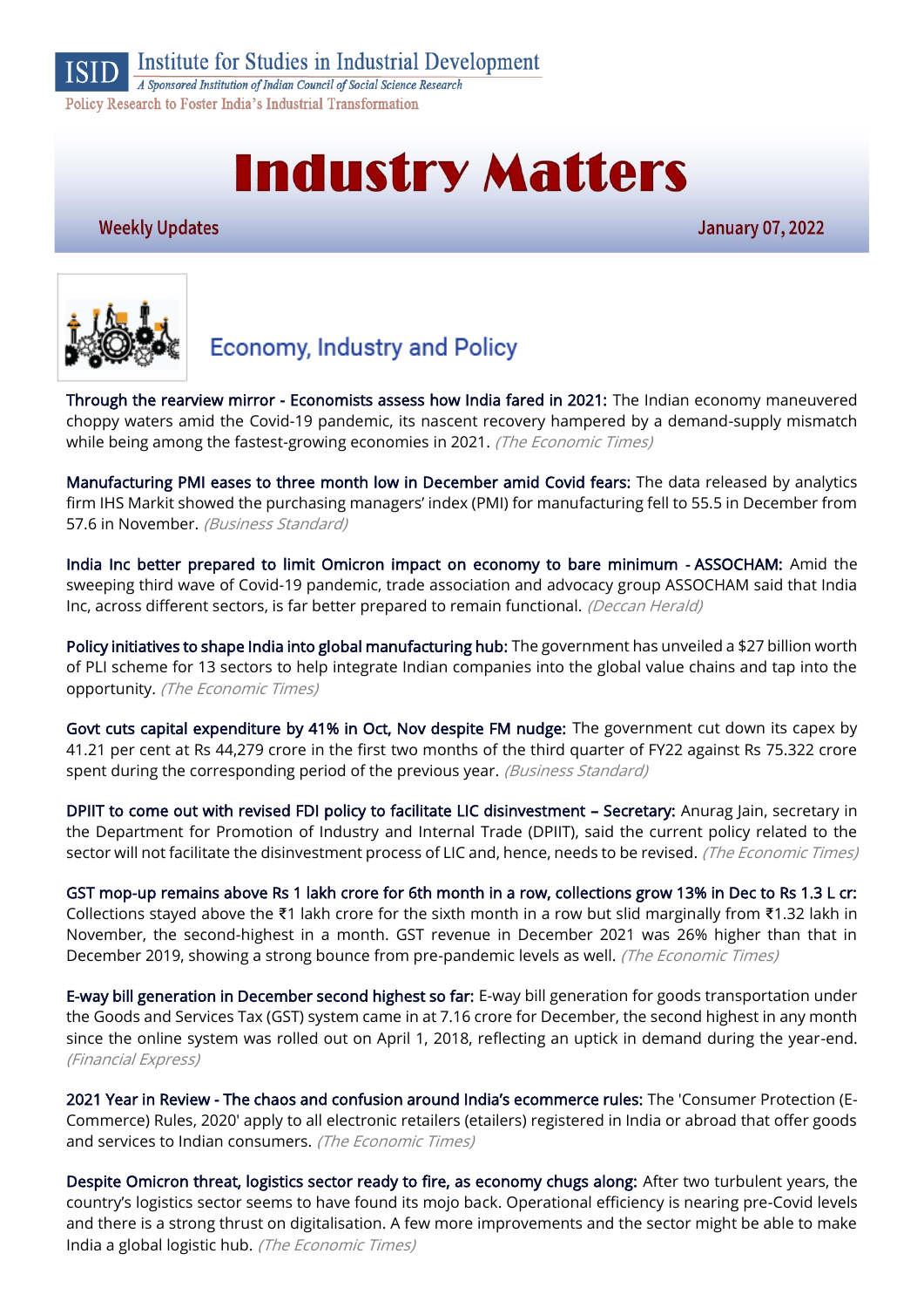ISID Institute for Studies in Industrial Development

*A Sponsored Institution of Indian Council of Social Science Research*

Policy Research to Foster India's Industrial Transformation

# Industry Matters

**Weekly Updates** **January 07, 2022**

## Economy, Industry and Policy

**Through the rearview mirror - Economists assess how India fared in 2021:** The Indian economy maneuvered choppy waters amid the Covid-19 pandemic, its nascent recovery hampered by a demand-supply mismatch while being among the fastest-growing economies in 2021. *(The Economic Times)*

**Manufacturing PMI eases to three month low in December amid Covid fears:** The data released by analytics firm IHS Markit showed the purchasing managers' index (PMI) for manufacturing fell to 55.5 in December from 57.6 in November. *(Business Standard)*

**India Inc better prepared to limit Omicron impact on economy to bare minimum - ASSOCHAM:** Amid the sweeping third wave of Covid-19 pandemic, trade association and advocacy group ASSOCHAM said that India Inc, across different sectors, is far better prepared to remain functional. *(Deccan Herald)*

**Policy initiatives to shape India into global manufacturing hub:** The government has unveiled a $27 billion worth of PLI scheme for 13 sectors to help integrate Indian companies into the global value chains and tap into the opportunity. *(The Economic Times)*

**Govt cuts capital expenditure by 41% in Oct, Nov despite FM nudge:** The government cut down its capex by 41.21 per cent at Rs 44,279 crore in the first two months of the third quarter of FY22 against Rs 75.322 crore spent during the corresponding period of the previous year. *(Business Standard)*

**DPIIT to come out with revised FDI policy to facilitate LIC disinvestment – Secretary:** Anurag Jain, secretary in the Department for Promotion of Industry and Internal Trade (DPIIT), said the current policy related to the sector will not facilitate the disinvestment process of LIC and, hence, needs to be revised. *(The Economic Times)*

**GST mop-up remains above Rs 1 lakh crore for 6th month in a row, collections grow 13% in Dec to Rs 1.3 L cr:** Collections stayed above the ₹1 lakh crore for the sixth month in a row but slid marginally from ₹1.32 lakh in November, the second-highest in a month. GST revenue in December 2021 was 26% higher than that in December 2019, showing a strong bounce from pre-pandemic levels as well. *(The Economic Times)*

**E-way bill generation in December second highest so far:** E-way bill generation for goods transportation under the Goods and Services Tax (GST) system came in at 7.16 crore for December, the second highest in any month since the online system was rolled out on April 1, 2018, reflecting an uptick in demand during the year-end. *(Financial Express)*

**2021 Year in Review - The chaos and confusion around India's ecommerce rules:** The 'Consumer Protection (E-Commerce) Rules, 2020' apply to all electronic retailers (etailers) registered in India or abroad that offer goods and services to Indian consumers. *(The Economic Times)*

**Despite Omicron threat, logistics sector ready to fire, as economy chugs along:** After two turbulent years, the country's logistics sector seems to have found its mojo back. Operational efficiency is nearing pre-Covid levels and there is a strong thrust on digitalisation. A few more improvements and the sector might be able to make India a global logistic hub. *(The Economic Times)*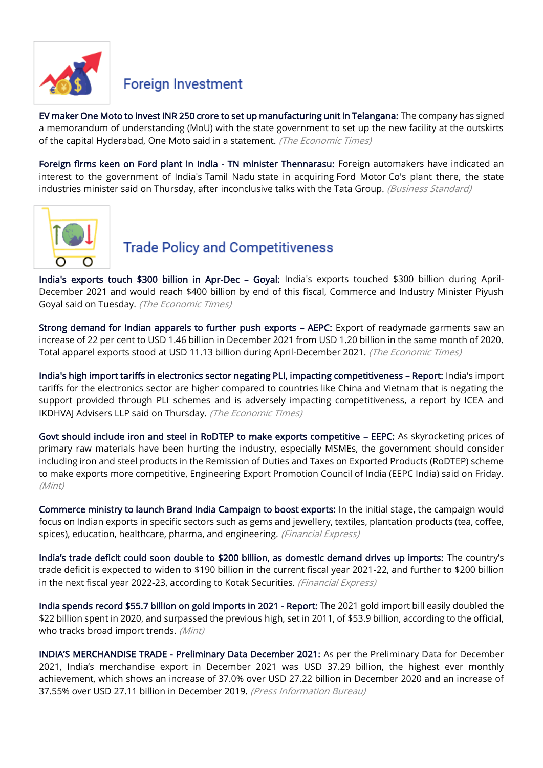## Foreign Investment

**EV maker One Moto to invest INR 250 crore to set up manufacturing unit in Telangana:** The company has signed a memorandum of understanding (MoU) with the state government to set up the new facility at the outskirts of the capital Hyderabad, One Moto said in a statement. *(The Economic Times)*

**Foreign firms keen on Ford plant in India - TN minister Thennarasu:** Foreign automakers have indicated an interest to the government of India's Tamil Nadu state in acquiring Ford Motor Co's plant there, the state industries minister said on Thursday, after inconclusive talks with the Tata Group. *(Business Standard)*

## Trade Policy and Competitiveness

**India's exports touch $300 billion in Apr-Dec – Goyal:** India's exports touched $300 billion during April-December 2021 and would reach $400 billion by end of this fiscal, Commerce and Industry Minister Piyush Goyal said on Tuesday. *(The Economic Times)*

**Strong demand for Indian apparels to further push exports – AEPC:** Export of readymade garments saw an increase of 22 per cent to USD 1.46 billion in December 2021 from USD 1.20 billion in the same month of 2020. Total apparel exports stood at USD 11.13 billion during April-December 2021. *(The Economic Times)*

**India's high import tariffs in electronics sector negating PLI, impacting competitiveness – Report:** India's import tariffs for the electronics sector are higher compared to countries like China and Vietnam that is negating the support provided through PLI schemes and is adversely impacting competitiveness, a report by ICEA and IKDHVAJ Advisers LLP said on Thursday. *(The Economic Times)*

**Govt should include iron and steel in RoDTEP to make exports competitive – EEPC:** As skyrocketing prices of primary raw materials have been hurting the industry, especially MSMEs, the government should consider including iron and steel products in the Remission of Duties and Taxes on Exported Products (RoDTEP) scheme to make exports more competitive, Engineering Export Promotion Council of India (EEPC India) said on Friday. *(Mint)*

**Commerce ministry to launch Brand India Campaign to boost exports:** In the initial stage, the campaign would focus on Indian exports in specific sectors such as gems and jewellery, textiles, plantation products (tea, coffee, spices), education, healthcare, pharma, and engineering. *(Financial Express)*

**India's trade deficit could soon double to $200 billion, as domestic demand drives up imports:** The country's trade deficit is expected to widen to $190 billion in the current fiscal year 2021-22, and further to $200 billion in the next fiscal year 2022-23, according to Kotak Securities. *(Financial Express)*

**India spends record $55.7 billion on gold imports in 2021 - Report:** The 2021 gold import bill easily doubled the $22 billion spent in 2020, and surpassed the previous high, set in 2011, of $53.9 billion, according to the official, who tracks broad import trends. *(Mint)*

**INDIA'S MERCHANDISE TRADE - Preliminary Data December 2021:** As per the Preliminary Data for December 2021, India's merchandise export in December 2021 was USD 37.29 billion, the highest ever monthly achievement, which shows an increase of 37.0% over USD 27.22 billion in December 2020 and an increase of 37.55% over USD 27.11 billion in December 2019. *(Press Information Bureau)*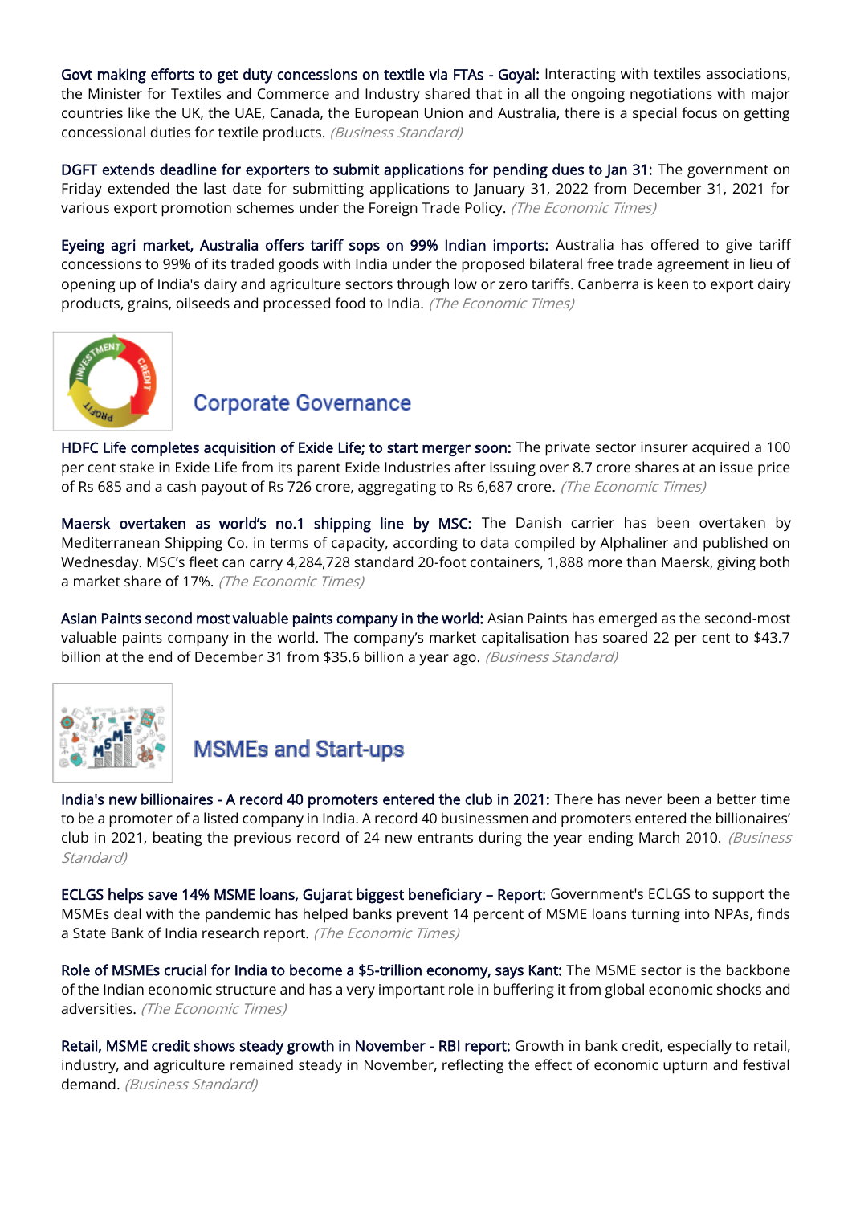**Govt making efforts to get duty concessions on textile via FTAs - Goyal:** Interacting with textiles associations, the Minister for Textiles and Commerce and Industry shared that in all the ongoing negotiations with major countries like the UK, the UAE, Canada, the European Union and Australia, there is a special focus on getting concessional duties for textile products. *(Business Standard)*

**DGFT extends deadline for exporters to submit applications for pending dues to Jan 31:** The government on Friday extended the last date for submitting applications to January 31, 2022 from December 31, 2021 for various export promotion schemes under the Foreign Trade Policy. *(The Economic Times)*

**Eyeing agri market, Australia offers tariff sops on 99% Indian imports:** Australia has offered to give tariff concessions to 99% of its traded goods with India under the proposed bilateral free trade agreement in lieu of opening up of India's dairy and agriculture sectors through low or zero tariffs. Canberra is keen to export dairy products, grains, oilseeds and processed food to India. *(The Economic Times)*

## Corporate Governance

**HDFC Life completes acquisition of Exide Life; to start merger soon:** The private sector insurer acquired a 100 per cent stake in Exide Life from its parent Exide Industries after issuing over 8.7 crore shares at an issue price of Rs 685 and a cash payout of Rs 726 crore, aggregating to Rs 6,687 crore. *(The Economic Times)*

**Maersk overtaken as world's no.1 shipping line by MSC:** The Danish carrier has been overtaken by Mediterranean Shipping Co. in terms of capacity, according to data compiled by Alphaliner and published on Wednesday. MSC's fleet can carry 4,284,728 standard 20-foot containers, 1,888 more than Maersk, giving both a market share of 17%. *(The Economic Times)*

**Asian Paints second most valuable paints company in the world:** Asian Paints has emerged as the second-most valuable paints company in the world. The company's market capitalisation has soared 22 per cent to $43.7 billion at the end of December 31 from $35.6 billion a year ago. *(Business Standard)*

## MSMEs and Start-ups

**India's new billionaires - A record 40 promoters entered the club in 2021:** There has never been a better time to be a promoter of a listed company in India. A record 40 businessmen and promoters entered the billionaires' club in 2021, beating the previous record of 24 new entrants during the year ending March 2010. *(Business Standard)*

**ECLGS helps save 14% MSME loans, Gujarat biggest beneficiary – Report:** Government's ECLGS to support the MSMEs deal with the pandemic has helped banks prevent 14 percent of MSME loans turning into NPAs, finds a State Bank of India research report. *(The Economic Times)*

**Role of MSMEs crucial for India to become a $5-trillion economy, says Kant:** The MSME sector is the backbone of the Indian economic structure and has a very important role in buffering it from global economic shocks and adversities. *(The Economic Times)*

**Retail, MSME credit shows steady growth in November - RBI report:** Growth in bank credit, especially to retail, industry, and agriculture remained steady in November, reflecting the effect of economic upturn and festival demand. *(Business Standard)*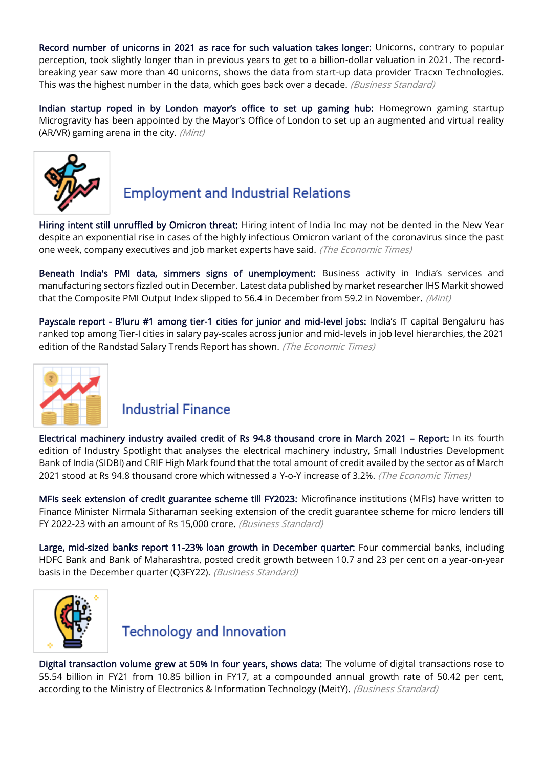**Record number of unicorns in 2021 as race for such valuation takes longer:** Unicorns, contrary to popular perception, took slightly longer than in previous years to get to a billion-dollar valuation in 2021. The record-breaking year saw more than 40 unicorns, shows the data from start-up data provider Tracxn Technologies. This was the highest number in the data, which goes back over a decade. *(Business Standard)*

**Indian startup roped in by London mayor's office to set up gaming hub:** Homegrown gaming startup Microgravity has been appointed by the Mayor's Office of London to set up an augmented and virtual reality (AR/VR) gaming arena in the city. *(Mint)*

## Employment and Industrial Relations

**Hiring intent still unruffled by Omicron threat:** Hiring intent of India Inc may not be dented in the New Year despite an exponential rise in cases of the highly infectious Omicron variant of the coronavirus since the past one week, company executives and job market experts have said. *(The Economic Times)*

**Beneath India's PMI data, simmers signs of unemployment:** Business activity in India's services and manufacturing sectors fizzled out in December. Latest data published by market researcher IHS Markit showed that the Composite PMI Output Index slipped to 56.4 in December from 59.2 in November. *(Mint)*

**Payscale report - B'luru #1 among tier-1 cities for junior and mid-level jobs:** India's IT capital Bengaluru has ranked top among Tier-I cities in salary pay-scales across junior and mid-levels in job level hierarchies, the 2021 edition of the Randstad Salary Trends Report has shown. *(The Economic Times)*

## Industrial Finance

**Electrical machinery industry availed credit of Rs 94.8 thousand crore in March 2021 – Report:** In its fourth edition of Industry Spotlight that analyses the electrical machinery industry, Small Industries Development Bank of India (SIDBI) and CRIF High Mark found that the total amount of credit availed by the sector as of March 2021 stood at Rs 94.8 thousand crore which witnessed a Y-o-Y increase of 3.2%. *(The Economic Times)*

**MFIs seek extension of credit guarantee scheme till FY2023:** Microfinance institutions (MFIs) have written to Finance Minister Nirmala Sitharaman seeking extension of the credit guarantee scheme for micro lenders till FY 2022-23 with an amount of Rs 15,000 crore. *(Business Standard)*

**Large, mid-sized banks report 11-23% loan growth in December quarter:** Four commercial banks, including HDFC Bank and Bank of Maharashtra, posted credit growth between 10.7 and 23 per cent on a year-on-year basis in the December quarter (Q3FY22). *(Business Standard)*

## Technology and Innovation

**Digital transaction volume grew at 50% in four years, shows data:** The volume of digital transactions rose to 55.54 billion in FY21 from 10.85 billion in FY17, at a compounded annual growth rate of 50.42 per cent, according to the Ministry of Electronics & Information Technology (MeitY). *(Business Standard)*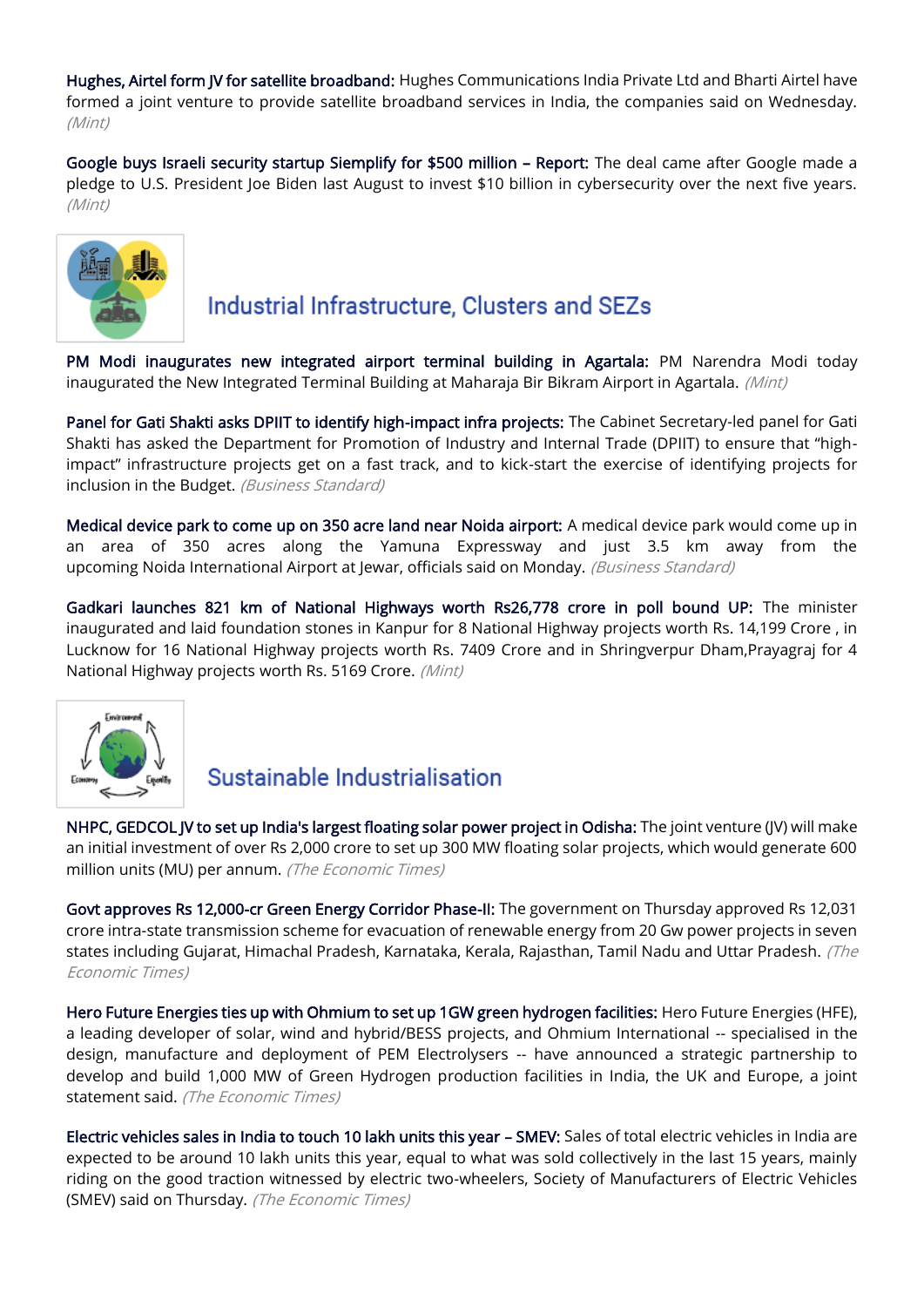**Hughes, Airtel form JV for satellite broadband:** Hughes Communications India Private Ltd and Bharti Airtel have formed a joint venture to provide satellite broadband services in India, the companies said on Wednesday. *(Mint)*

**Google buys Israeli security startup Siemplify for $500 million – Report:** The deal came after Google made a pledge to U.S. President Joe Biden last August to invest $10 billion in cybersecurity over the next five years. *(Mint)*

## Industrial Infrastructure, Clusters and SEZs

**PM Modi inaugurates new integrated airport terminal building in Agartala:** PM Narendra Modi today inaugurated the New Integrated Terminal Building at Maharaja Bir Bikram Airport in Agartala. *(Mint)*

**Panel for Gati Shakti asks DPIIT to identify high-impact infra projects:** The Cabinet Secretary-led panel for Gati Shakti has asked the Department for Promotion of Industry and Internal Trade (DPIIT) to ensure that "high-impact" infrastructure projects get on a fast track, and to kick-start the exercise of identifying projects for inclusion in the Budget. *(Business Standard)*

**Medical device park to come up on 350 acre land near Noida airport:** A medical device park would come up in an area of 350 acres along the Yamuna Expressway and just 3.5 km away from the upcoming Noida International Airport at Jewar, officials said on Monday. *(Business Standard)*

**Gadkari launches 821 km of National Highways worth Rs26,778 crore in poll bound UP:** The minister inaugurated and laid foundation stones in Kanpur for 8 National Highway projects worth Rs. 14,199 Crore , in Lucknow for 16 National Highway projects worth Rs. 7409 Crore and in Shringverpur Dham,Prayagraj for 4 National Highway projects worth Rs. 5169 Crore. *(Mint)*

## Sustainable Industrialisation

**NHPC, GEDCOL JV to set up India's largest floating solar power project in Odisha:** The joint venture (JV) will make an initial investment of over Rs 2,000 crore to set up 300 MW floating solar projects, which would generate 600 million units (MU) per annum. *(The Economic Times)*

**Govt approves Rs 12,000-cr Green Energy Corridor Phase-II:** The government on Thursday approved Rs 12,031 crore intra-state transmission scheme for evacuation of renewable energy from 20 Gw power projects in seven states including Gujarat, Himachal Pradesh, Karnataka, Kerala, Rajasthan, Tamil Nadu and Uttar Pradesh. *(The Economic Times)*

**Hero Future Energies ties up with Ohmium to set up 1GW green hydrogen facilities:** Hero Future Energies (HFE), a leading developer of solar, wind and hybrid/BESS projects, and Ohmium International -- specialised in the design, manufacture and deployment of PEM Electrolysers -- have announced a strategic partnership to develop and build 1,000 MW of Green Hydrogen production facilities in India, the UK and Europe, a joint statement said. *(The Economic Times)*

**Electric vehicles sales in India to touch 10 lakh units this year – SMEV:** Sales of total electric vehicles in India are expected to be around 10 lakh units this year, equal to what was sold collectively in the last 15 years, mainly riding on the good traction witnessed by electric two-wheelers, Society of Manufacturers of Electric Vehicles (SMEV) said on Thursday. *(The Economic Times)*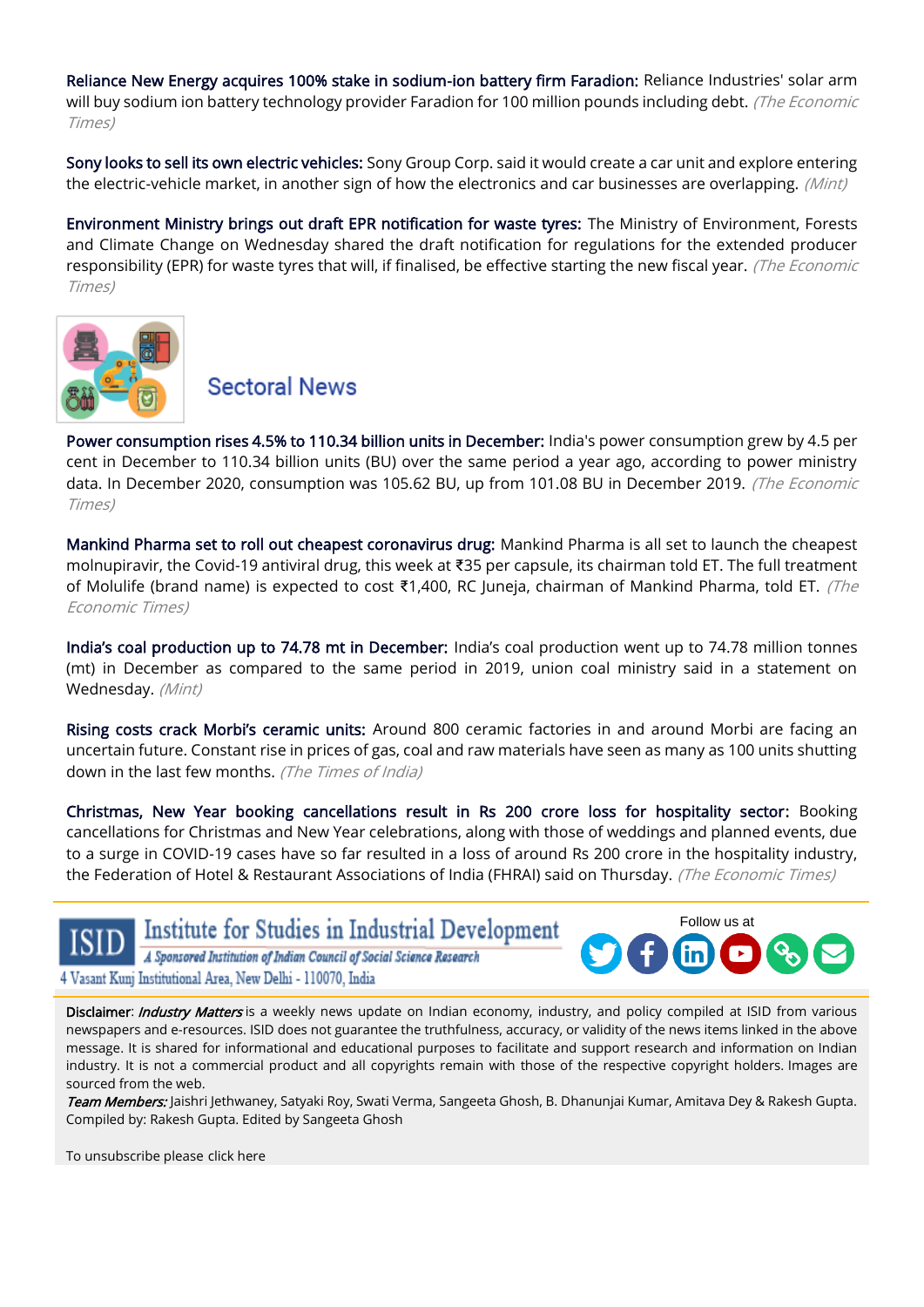**Reliance New Energy acquires 100% stake in sodium-ion battery firm Faradion:** Reliance Industries' solar arm will buy sodium ion battery technology provider Faradion for 100 million pounds including debt. *(The Economic Times)*

**Sony looks to sell its own electric vehicles:** Sony Group Corp. said it would create a car unit and explore entering the electric-vehicle market, in another sign of how the electronics and car businesses are overlapping. *(Mint)*

**Environment Ministry brings out draft EPR notification for waste tyres:** The Ministry of Environment, Forests and Climate Change on Wednesday shared the draft notification for regulations for the extended producer responsibility (EPR) for waste tyres that will, if finalised, be effective starting the new fiscal year. *(The Economic Times)*

## Sectoral News

**Power consumption rises 4.5% to 110.34 billion units in December:** India's power consumption grew by 4.5 per cent in December to 110.34 billion units (BU) over the same period a year ago, according to power ministry data. In December 2020, consumption was 105.62 BU, up from 101.08 BU in December 2019. *(The Economic Times)*

**Mankind Pharma set to roll out cheapest coronavirus drug:** Mankind Pharma is all set to launch the cheapest molnupiravir, the Covid-19 antiviral drug, this week at ₹35 per capsule, its chairman told ET. The full treatment of Molulife (brand name) is expected to cost ₹1,400, RC Juneja, chairman of Mankind Pharma, told ET. *(The Economic Times)*

**India's coal production up to 74.78 mt in December:** India's coal production went up to 74.78 million tonnes (mt) in December as compared to the same period in 2019, union coal ministry said in a statement on Wednesday. *(Mint)*

**Rising costs crack Morbi's ceramic units:** Around 800 ceramic factories in and around Morbi are facing an uncertain future. Constant rise in prices of gas, coal and raw materials have seen as many as 100 units shutting down in the last few months. *(The Times of India)*

**Christmas, New Year booking cancellations result in Rs 200 crore loss for hospitality sector:** Booking cancellations for Christmas and New Year celebrations, along with those of weddings and planned events, due to a surge in COVID-19 cases have so far resulted in a loss of around Rs 200 crore in the hospitality industry, the Federation of Hotel & Restaurant Associations of India (FHRAI) said on Thursday. *(The Economic Times)*

---

ISID Institute for Studies in Industrial Development
*A Sponsored Institution of Indian Council of Social Science Research*
4 Vasant Kunj Institutional Area, New Delhi - 110070, India

Follow us at

Disclaimer: *Industry Matters* is a weekly news update on Indian economy, industry, and policy compiled at ISID from various newspapers and e-resources. ISID does not guarantee the truthfulness, accuracy, or validity of the news items linked in the above message. It is shared for informational and educational purposes to facilitate and support research and information on Indian industry. It is not a commercial product and all copyrights remain with those of the respective copyright holders. Images are sourced from the web.

*Team Members:* Jaishri Jethwaney, Satyaki Roy, Swati Verma, Sangeeta Ghosh, B. Dhanunjai Kumar, Amitava Dey & Rakesh Gupta. Compiled by: Rakesh Gupta. Edited by Sangeeta Ghosh

To unsubscribe please click here